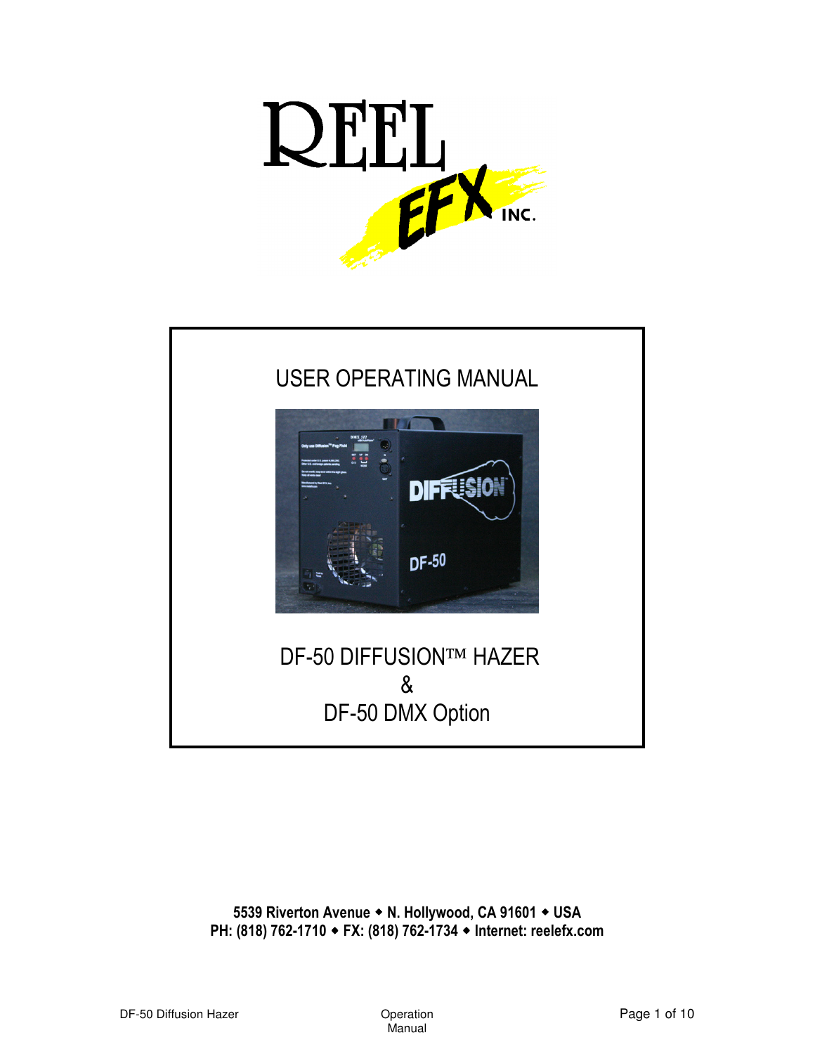# USER OPERATING MANUAL

## DF-50 DIFFUSION™ HAZER
## &
## DF-50 DMX Option

**5539 Riverton Avenue ◆ N. Hollywood, CA 91601 ◆ USA**
**PH: (818) 762-1710 ◆ FX: (818) 762-1734 ◆ Internet: reelefx.com**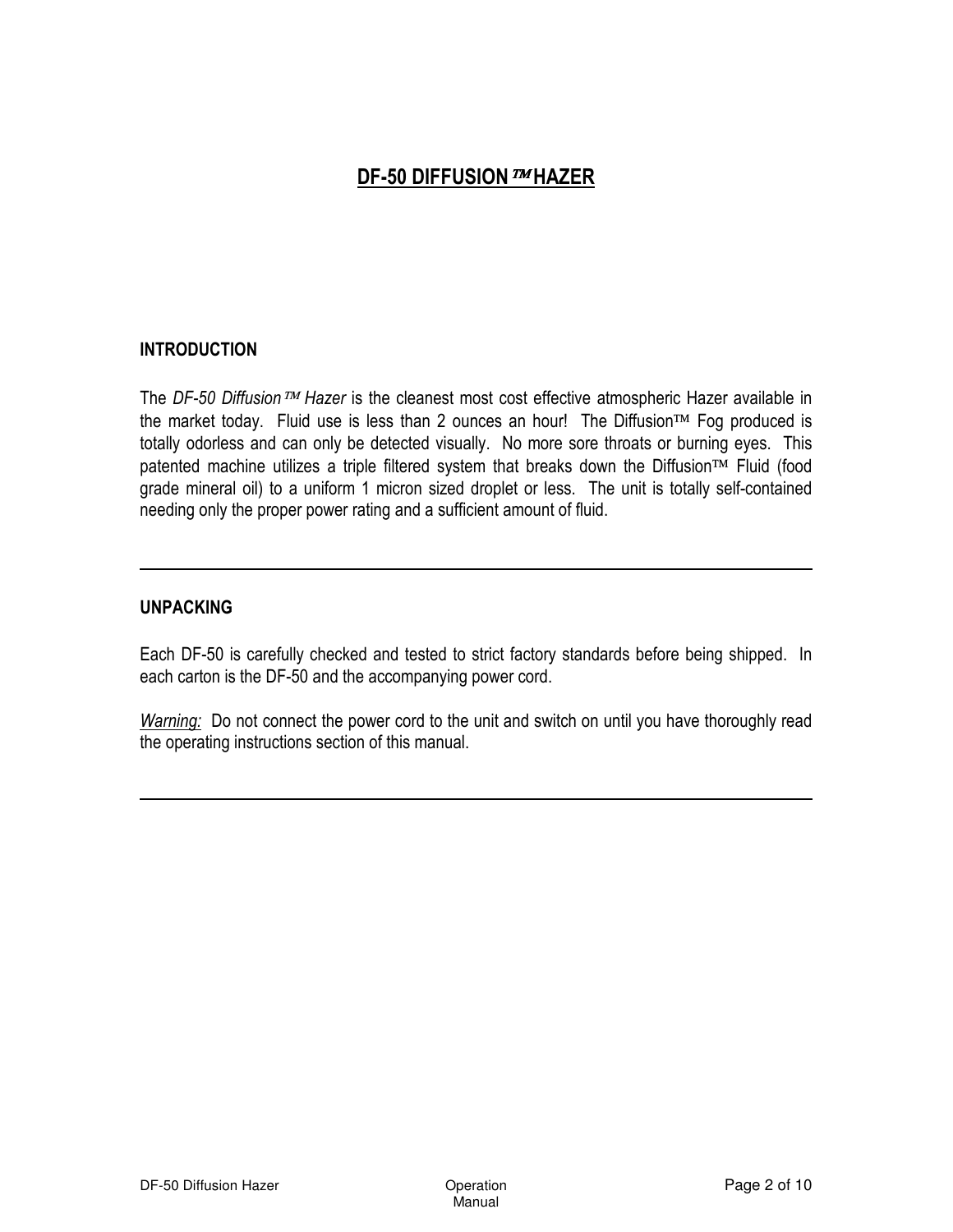# DF-50 DIFFUSION™ HAZER

## INTRODUCTION

The *DF-50 Diffusion™ Hazer* is the cleanest most cost effective atmospheric Hazer available in the market today. Fluid use is less than 2 ounces an hour! The Diffusion™ Fog produced is totally odorless and can only be detected visually. No more sore throats or burning eyes. This patented machine utilizes a triple filtered system that breaks down the Diffusion™ Fluid (food grade mineral oil) to a uniform 1 micron sized droplet or less. The unit is totally self-contained needing only the proper power rating and a sufficient amount of fluid.

---

## UNPACKING

Each DF-50 is carefully checked and tested to strict factory standards before being shipped. In each carton is the DF-50 and the accompanying power cord.

*Warning:* Do not connect the power cord to the unit and switch on until you have thoroughly read the operating instructions section of this manual.

---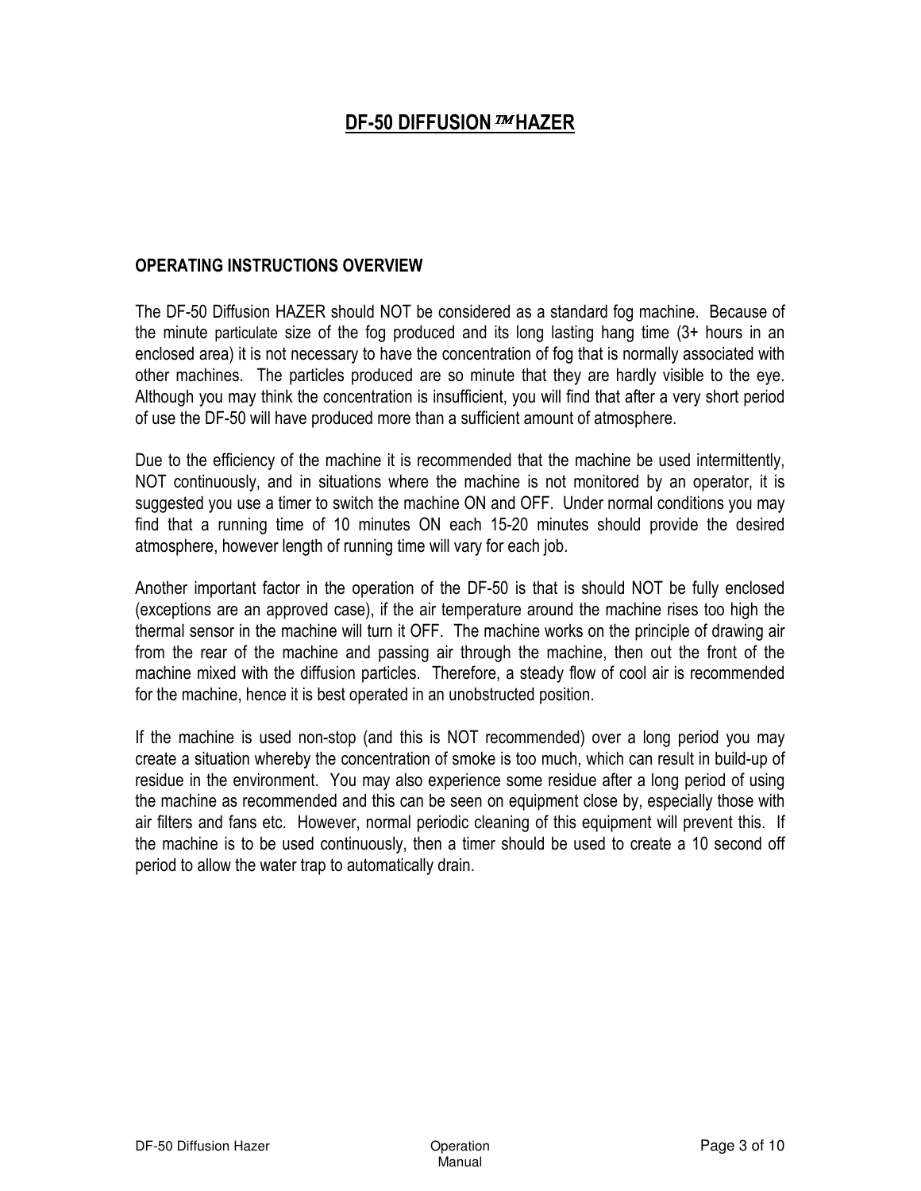# DF-50 DIFFUSION™ HAZER

## OPERATING INSTRUCTIONS OVERVIEW

The DF-50 Diffusion HAZER should NOT be considered as a standard fog machine. Because of the minute particulate size of the fog produced and its long lasting hang time (3+ hours in an enclosed area) it is not necessary to have the concentration of fog that is normally associated with other machines. The particles produced are so minute that they are hardly visible to the eye. Although you may think the concentration is insufficient, you will find that after a very short period of use the DF-50 will have produced more than a sufficient amount of atmosphere.

Due to the efficiency of the machine it is recommended that the machine be used intermittently, NOT continuously, and in situations where the machine is not monitored by an operator, it is suggested you use a timer to switch the machine ON and OFF. Under normal conditions you may find that a running time of 10 minutes ON each 15-20 minutes should provide the desired atmosphere, however length of running time will vary for each job.

Another important factor in the operation of the DF-50 is that is should NOT be fully enclosed (exceptions are an approved case), if the air temperature around the machine rises too high the thermal sensor in the machine will turn it OFF. The machine works on the principle of drawing air from the rear of the machine and passing air through the machine, then out the front of the machine mixed with the diffusion particles. Therefore, a steady flow of cool air is recommended for the machine, hence it is best operated in an unobstructed position.

If the machine is used non-stop (and this is NOT recommended) over a long period you may create a situation whereby the concentration of smoke is too much, which can result in build-up of residue in the environment. You may also experience some residue after a long period of using the machine as recommended and this can be seen on equipment close by, especially those with air filters and fans etc. However, normal periodic cleaning of this equipment will prevent this. If the machine is to be used continuously, then a timer should be used to create a 10 second off period to allow the water trap to automatically drain.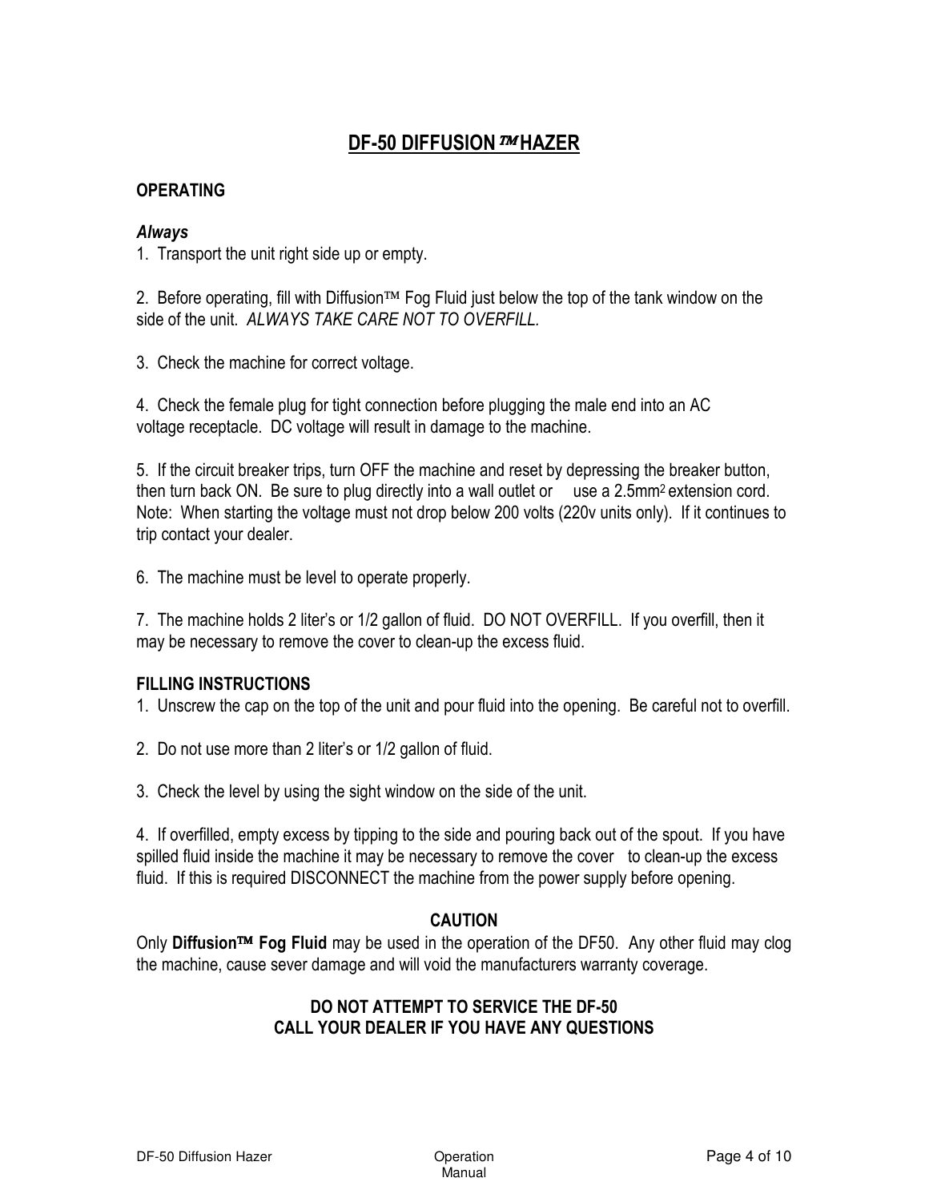# DF-50 DIFFUSION™ HAZER

## OPERATING

### *Always*

1. Transport the unit right side up or empty.

2. Before operating, fill with Diffusion™ Fog Fluid just below the top of the tank window on the side of the unit. *ALWAYS TAKE CARE NOT TO OVERFILL.*

3. Check the machine for correct voltage.

4. Check the female plug for tight connection before plugging the male end into an AC voltage receptacle. DC voltage will result in damage to the machine.

5. If the circuit breaker trips, turn OFF the machine and reset by depressing the breaker button, then turn back ON. Be sure to plug directly into a wall outlet or use a 2.5mm$^2$ extension cord. Note: When starting the voltage must not drop below 200 volts (220v units only). If it continues to trip contact your dealer.

6. The machine must be level to operate properly.

7. The machine holds 2 liter's or 1/2 gallon of fluid. DO NOT OVERFILL. If you overfill, then it may be necessary to remove the cover to clean-up the excess fluid.

## FILLING INSTRUCTIONS

1. Unscrew the cap on the top of the unit and pour fluid into the opening. Be careful not to overfill.

2. Do not use more than 2 liter's or 1/2 gallon of fluid.

3. Check the level by using the sight window on the side of the unit.

4. If overfilled, empty excess by tipping to the side and pouring back out of the spout. If you have spilled fluid inside the machine it may be necessary to remove the cover to clean-up the excess fluid. If this is required DISCONNECT the machine from the power supply before opening.

**CAUTION**

Only **Diffusion™ Fog Fluid** may be used in the operation of the DF50. Any other fluid may clog the machine, cause sever damage and will void the manufacturers warranty coverage.

**DO NOT ATTEMPT TO SERVICE THE DF-50**
**CALL YOUR DEALER IF YOU HAVE ANY QUESTIONS**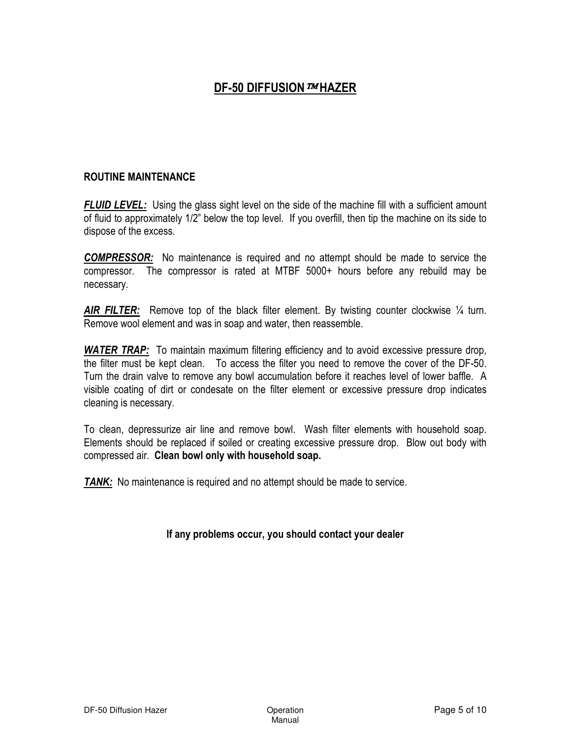# DF-50 DIFFUSION ™ HAZER

## ROUTINE MAINTENANCE

***FLUID LEVEL:*** Using the glass sight level on the side of the machine fill with a sufficient amount of fluid to approximately 1/2" below the top level. If you overfill, then tip the machine on its side to dispose of the excess.

***COMPRESSOR:*** No maintenance is required and no attempt should be made to service the compressor. The compressor is rated at MTBF 5000+ hours before any rebuild may be necessary.

***AIR FILTER:*** Remove top of the black filter element. By twisting counter clockwise ¼ turn. Remove wool element and was in soap and water, then reassemble.

***WATER TRAP:*** To maintain maximum filtering efficiency and to avoid excessive pressure drop, the filter must be kept clean. To access the filter you need to remove the cover of the DF-50. Turn the drain valve to remove any bowl accumulation before it reaches level of lower baffle. A visible coating of dirt or condesate on the filter element or excessive pressure drop indicates cleaning is necessary.

To clean, depressurize air line and remove bowl. Wash filter elements with household soap. Elements should be replaced if soiled or creating excessive pressure drop. Blow out body with compressed air. **Clean bowl only with household soap.**

***TANK:*** No maintenance is required and no attempt should be made to service.

**If any problems occur, you should contact your dealer**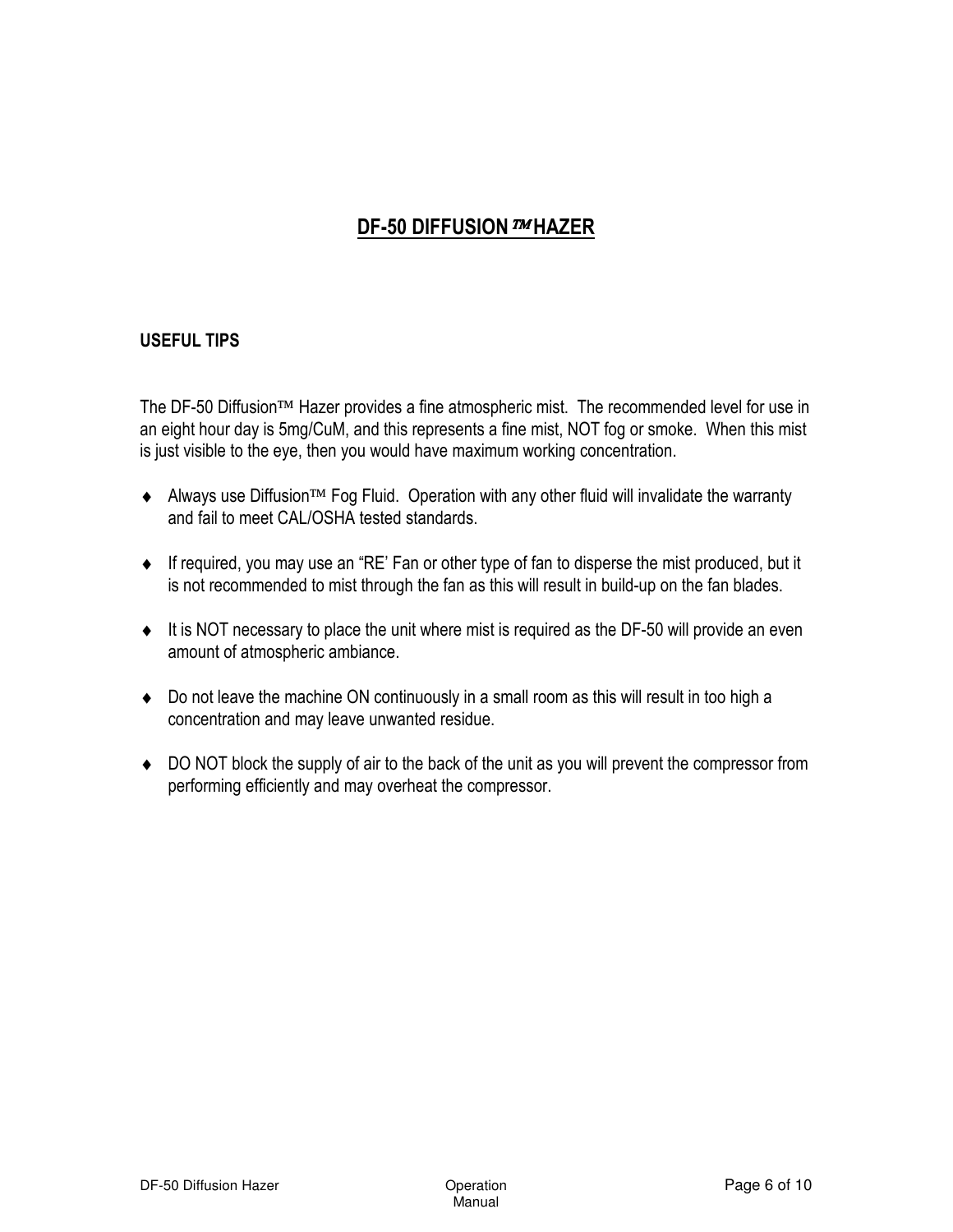# DF-50 DIFFUSION™ HAZER

## USEFUL TIPS

The DF-50 Diffusion™ Hazer provides a fine atmospheric mist. The recommended level for use in an eight hour day is 5mg/CuM, and this represents a fine mist, NOT fog or smoke. When this mist is just visible to the eye, then you would have maximum working concentration.

- Always use Diffusion™ Fog Fluid. Operation with any other fluid will invalidate the warranty and fail to meet CAL/OSHA tested standards.
- If required, you may use an "RE' Fan or other type of fan to disperse the mist produced, but it is not recommended to mist through the fan as this will result in build-up on the fan blades.
- It is NOT necessary to place the unit where mist is required as the DF-50 will provide an even amount of atmospheric ambiance.
- Do not leave the machine ON continuously in a small room as this will result in too high a concentration and may leave unwanted residue.
- DO NOT block the supply of air to the back of the unit as you will prevent the compressor from performing efficiently and may overheat the compressor.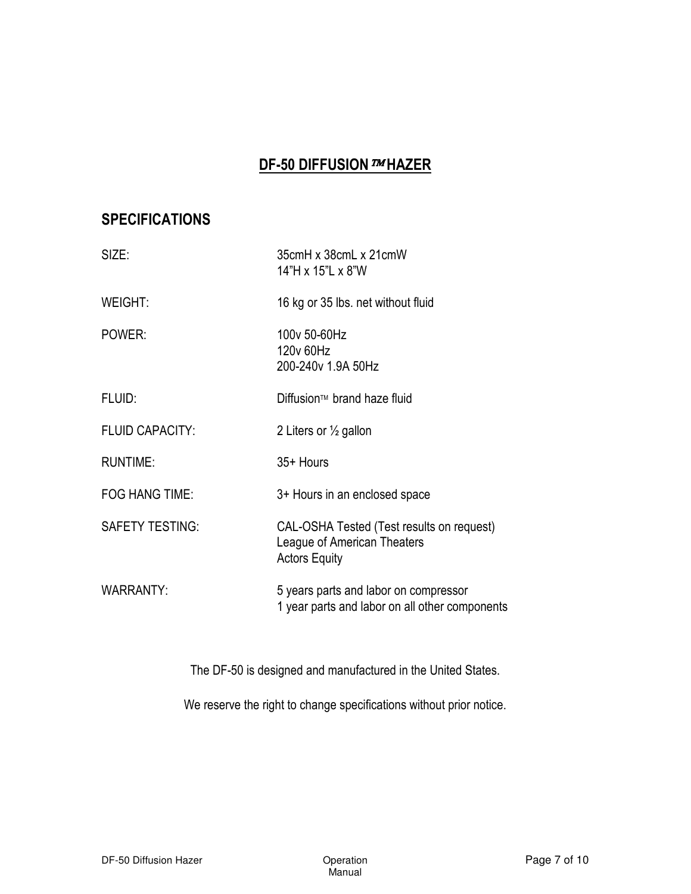# DF-50 DIFFUSION™ HAZER

## SPECIFICATIONS

| | |
|---|---|
| SIZE: | 35cmH x 38cmL x 21cmW<br>14"H x 15"L x 8"W |
| WEIGHT: | 16 kg or 35 lbs. net without fluid |
| POWER: | 100v 50-60Hz<br>120v 60Hz<br>200-240v 1.9A 50Hz |
| FLUID: | Diffusion™ brand haze fluid |
| FLUID CAPACITY: | 2 Liters or ½ gallon |
| RUNTIME: | 35+ Hours |
| FOG HANG TIME: | 3+ Hours in an enclosed space |
| SAFETY TESTING: | CAL-OSHA Tested (Test results on request)<br>League of American Theaters<br>Actors Equity |
| WARRANTY: | 5 years parts and labor on compressor<br>1 year parts and labor on all other components |

The DF-50 is designed and manufactured in the United States.

We reserve the right to change specifications without prior notice.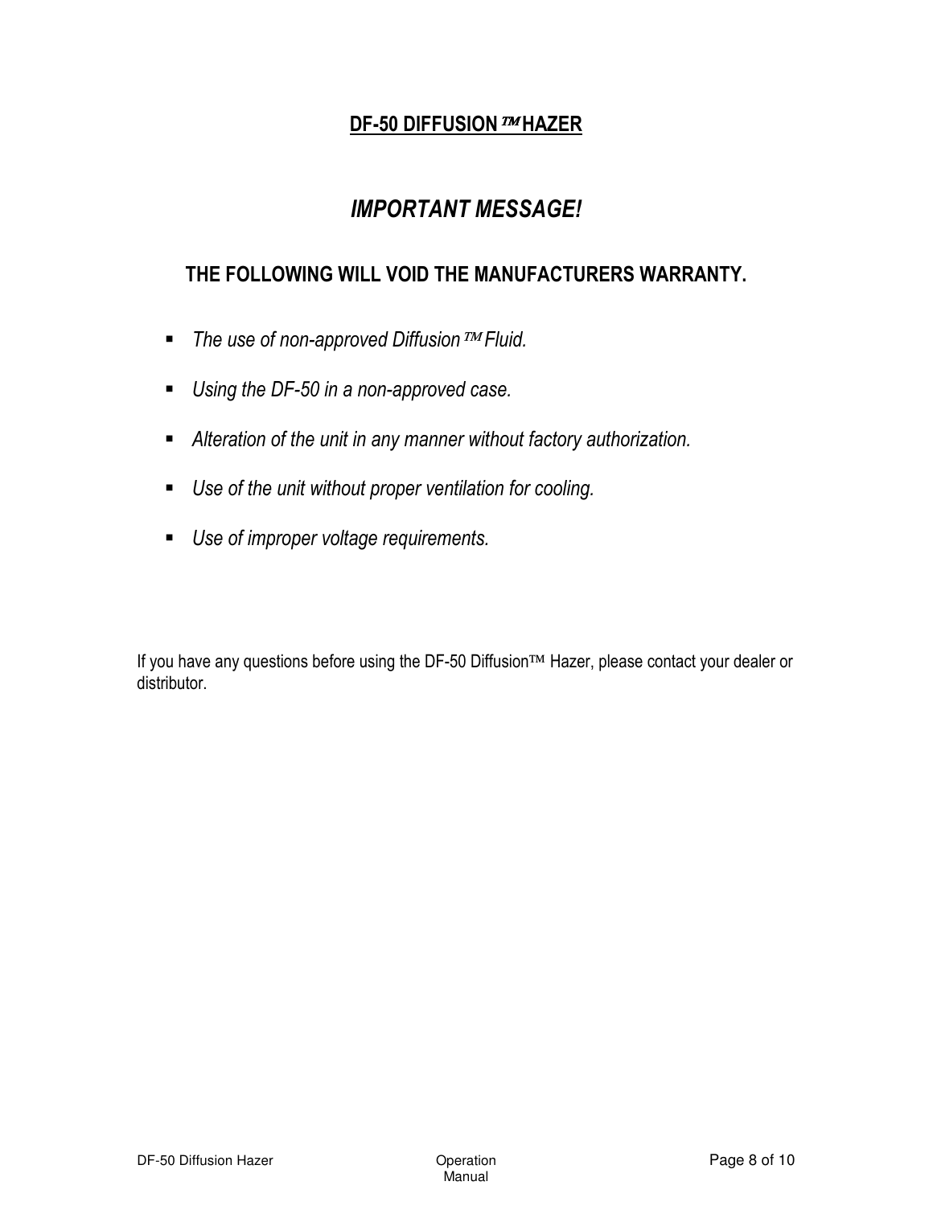## DF-50 DIFFUSION™ HAZER

### *IMPORTANT MESSAGE!*

**THE FOLLOWING WILL VOID THE MANUFACTURERS WARRANTY.**

- *The use of non-approved Diffusion™ Fluid.*
- *Using the DF-50 in a non-approved case.*
- *Alteration of the unit in any manner without factory authorization.*
- *Use of the unit without proper ventilation for cooling.*
- *Use of improper voltage requirements.*

If you have any questions before using the DF-50 Diffusion™ Hazer, please contact your dealer or distributor.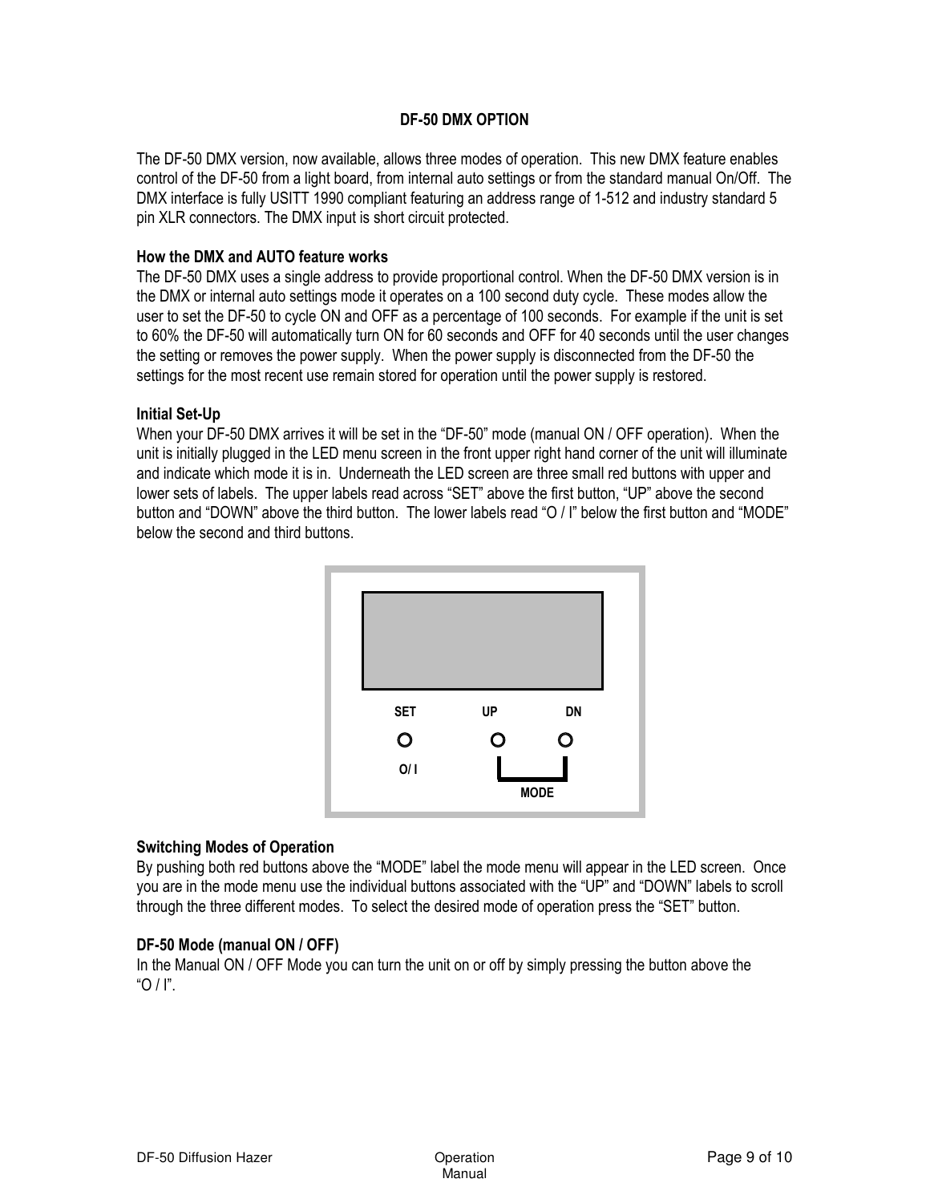## DF-50 DMX OPTION

The DF-50 DMX version, now available, allows three modes of operation. This new DMX feature enables control of the DF-50 from a light board, from internal auto settings or from the standard manual On/Off. The DMX interface is fully USITT 1990 compliant featuring an address range of 1-512 and industry standard 5 pin XLR connectors. The DMX input is short circuit protected.

### How the DMX and AUTO feature works

The DF-50 DMX uses a single address to provide proportional control. When the DF-50 DMX version is in the DMX or internal auto settings mode it operates on a 100 second duty cycle. These modes allow the user to set the DF-50 to cycle ON and OFF as a percentage of 100 seconds. For example if the unit is set to 60% the DF-50 will automatically turn ON for 60 seconds and OFF for 40 seconds until the user changes the setting or removes the power supply. When the power supply is disconnected from the DF-50 the settings for the most recent use remain stored for operation until the power supply is restored.

### Initial Set-Up

When your DF-50 DMX arrives it will be set in the "DF-50" mode (manual ON / OFF operation). When the unit is initially plugged in the LED menu screen in the front upper right hand corner of the unit will illuminate and indicate which mode it is in. Underneath the LED screen are three small red buttons with upper and lower sets of labels. The upper labels read across "SET" above the first button, "UP" above the second button and "DOWN" above the third button. The lower labels read "O / I" below the first button and "MODE" below the second and third buttons.

SET UP DN

O/ I MODE

### Switching Modes of Operation

By pushing both red buttons above the "MODE" label the mode menu will appear in the LED screen. Once you are in the mode menu use the individual buttons associated with the "UP" and "DOWN" labels to scroll through the three different modes. To select the desired mode of operation press the "SET" button.

### DF-50 Mode (manual ON / OFF)

In the Manual ON / OFF Mode you can turn the unit on or off by simply pressing the button above the "O / I".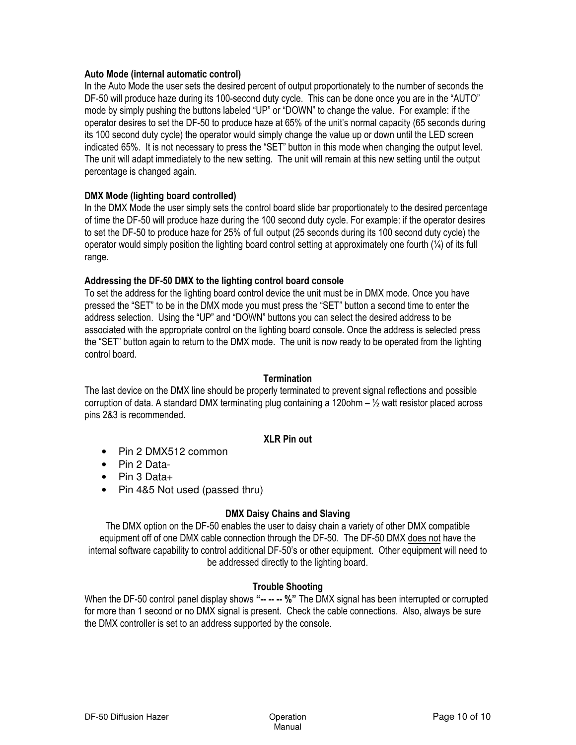### Auto Mode (internal automatic control)

In the Auto Mode the user sets the desired percent of output proportionately to the number of seconds the DF-50 will produce haze during its 100-second duty cycle. This can be done once you are in the "AUTO" mode by simply pushing the buttons labeled "UP" or "DOWN" to change the value. For example: if the operator desires to set the DF-50 to produce haze at 65% of the unit's normal capacity (65 seconds during its 100 second duty cycle) the operator would simply change the value up or down until the LED screen indicated 65%. It is not necessary to press the "SET" button in this mode when changing the output level. The unit will adapt immediately to the new setting. The unit will remain at this new setting until the output percentage is changed again.

### DMX Mode (lighting board controlled)

In the DMX Mode the user simply sets the control board slide bar proportionately to the desired percentage of time the DF-50 will produce haze during the 100 second duty cycle. For example: if the operator desires to set the DF-50 to produce haze for 25% of full output (25 seconds during its 100 second duty cycle) the operator would simply position the lighting board control setting at approximately one fourth (¼) of its full range.

### Addressing the DF-50 DMX to the lighting control board console

To set the address for the lighting board control device the unit must be in DMX mode. Once you have pressed the "SET" to be in the DMX mode you must press the "SET" button a second time to enter the address selection. Using the "UP" and "DOWN" buttons you can select the desired address to be associated with the appropriate control on the lighting board console. Once the address is selected press the "SET" button again to return to the DMX mode. The unit is now ready to be operated from the lighting control board.

### Termination

The last device on the DMX line should be properly terminated to prevent signal reflections and possible corruption of data. A standard DMX terminating plug containing a 120ohm – ½ watt resistor placed across pins 2&3 is recommended.

### XLR Pin out

- Pin 2 DMX512 common
- Pin 2 Data-
- Pin 3 Data+
- Pin 4&5 Not used (passed thru)

### DMX Daisy Chains and Slaving

The DMX option on the DF-50 enables the user to daisy chain a variety of other DMX compatible equipment off of one DMX cable connection through the DF-50. The DF-50 DMX does not have the internal software capability to control additional DF-50's or other equipment. Other equipment will need to be addressed directly to the lighting board.

### Trouble Shooting

When the DF-50 control panel display shows **"-- -- -- %"** The DMX signal has been interrupted or corrupted for more than 1 second or no DMX signal is present. Check the cable connections. Also, always be sure the DMX controller is set to an address supported by the console.